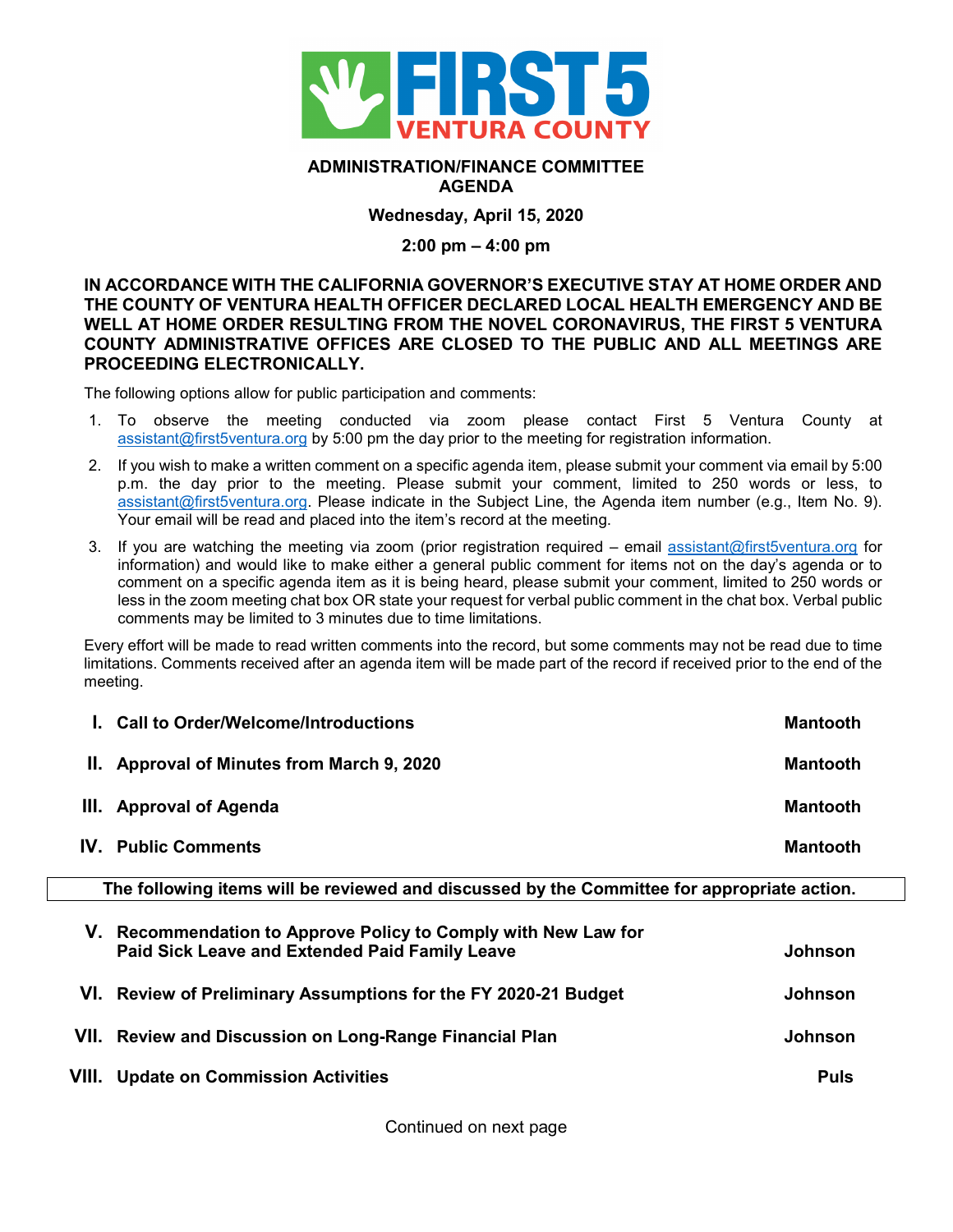FIRST 5 VENTURA COUNTY

# ADMINISTRATION/FINANCE COMMITTEE AGENDA

**Wednesday, April 15, 2020**

**2:00 pm – 4:00 pm**

**IN ACCORDANCE WITH THE CALIFORNIA GOVERNOR'S EXECUTIVE STAY AT HOME ORDER AND THE COUNTY OF VENTURA HEALTH OFFICER DECLARED LOCAL HEALTH EMERGENCY AND BE WELL AT HOME ORDER RESULTING FROM THE NOVEL CORONAVIRUS, THE FIRST 5 VENTURA COUNTY ADMINISTRATIVE OFFICES ARE CLOSED TO THE PUBLIC AND ALL MEETINGS ARE PROCEEDING ELECTRONICALLY.**

The following options allow for public participation and comments:

1. To observe the meeting conducted via zoom please contact First 5 Ventura County at assistant@first5ventura.org by 5:00 pm the day prior to the meeting for registration information.
2. If you wish to make a written comment on a specific agenda item, please submit your comment via email by 5:00 p.m. the day prior to the meeting. Please submit your comment, limited to 250 words or less, to assistant@first5ventura.org. Please indicate in the Subject Line, the Agenda item number (e.g., Item No. 9). Your email will be read and placed into the item's record at the meeting.
3. If you are watching the meeting via zoom (prior registration required – email assistant@first5ventura.org for information) and would like to make either a general public comment for items not on the day's agenda or to comment on a specific agenda item as it is being heard, please submit your comment, limited to 250 words or less in the zoom meeting chat box OR state your request for verbal public comment in the chat box. Verbal public comments may be limited to 3 minutes due to time limitations.

Every effort will be made to read written comments into the record, but some comments may not be read due to time limitations. Comments received after an agenda item will be made part of the record if received prior to the end of the meeting.

| | | |
|---|---|---|
| **I.** | **Call to Order/Welcome/Introductions** | **Mantooth** |
| **II.** | **Approval of Minutes from March 9, 2020** | **Mantooth** |
| **III.** | **Approval of Agenda** | **Mantooth** |
| **IV.** | **Public Comments** | **Mantooth** |

**The following items will be reviewed and discussed by the Committee for appropriate action.**

| | | |
|---|---|---|
| **V.** | **Recommendation to Approve Policy to Comply with New Law for Paid Sick Leave and Extended Paid Family Leave** | **Johnson** |
| **VI.** | **Review of Preliminary Assumptions for the FY 2020-21 Budget** | **Johnson** |
| **VII.** | **Review and Discussion on Long-Range Financial Plan** | **Johnson** |
| **VIII.** | **Update on Commission Activities** | **Puls** |

Continued on next page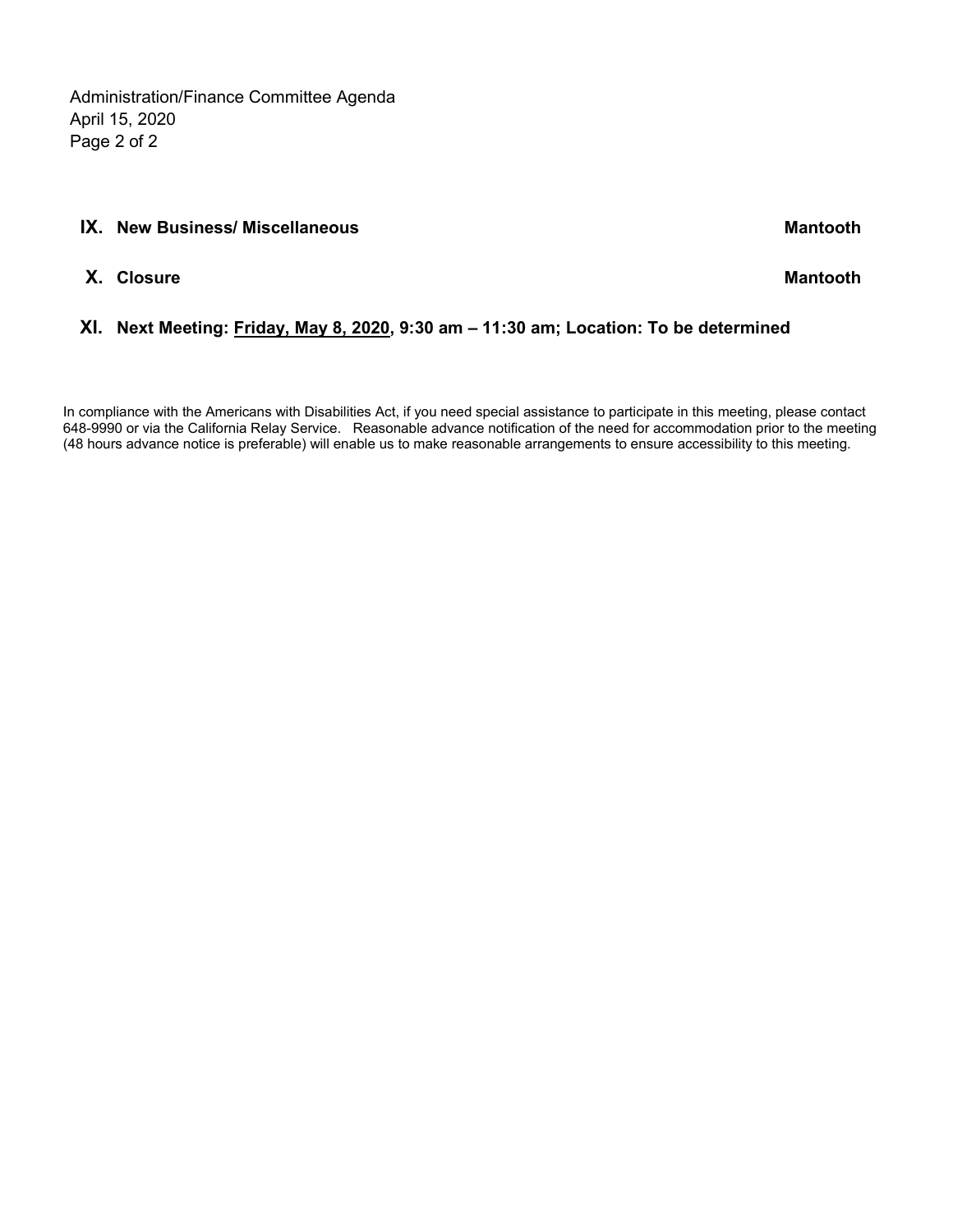**IX. New Business/ Miscellaneous** **Mantooth**

**X. Closure** **Mantooth**

**XI. Next Meeting: <u>Friday, May 8, 2020</u>, 9:30 am – 11:30 am; Location: To be determined**

In compliance with the Americans with Disabilities Act, if you need special assistance to participate in this meeting, please contact 648-9990 or via the California Relay Service. Reasonable advance notification of the need for accommodation prior to the meeting (48 hours advance notice is preferable) will enable us to make reasonable arrangements to ensure accessibility to this meeting.